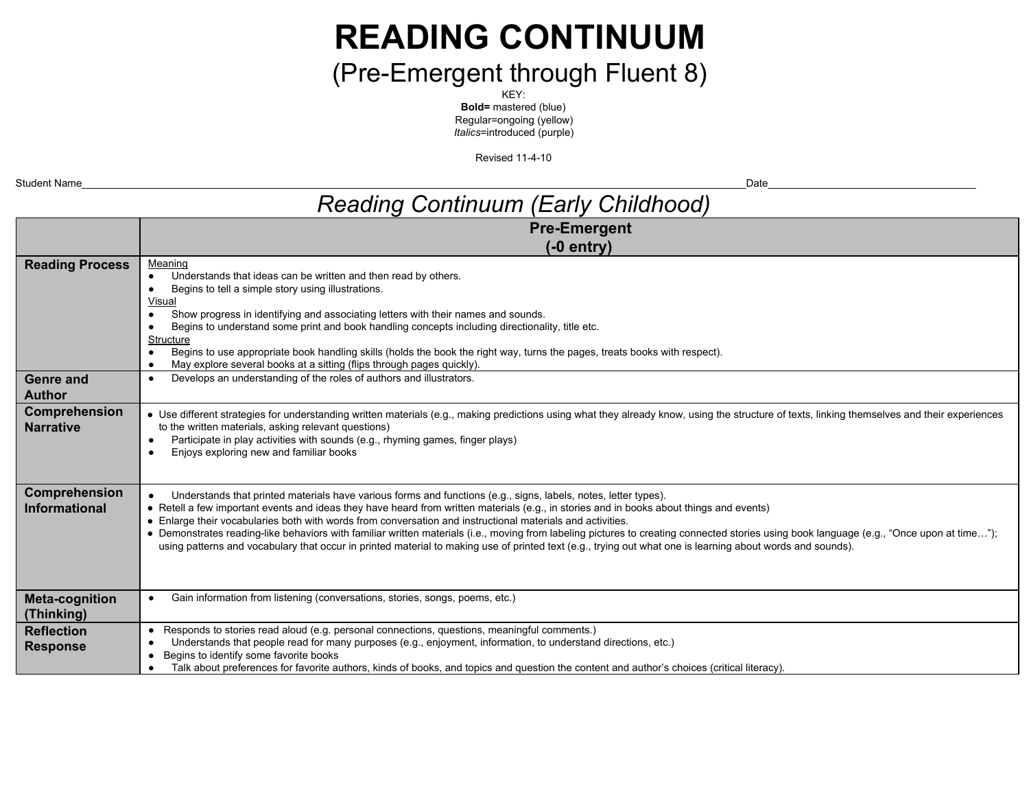# READING CONTINUUM

## (Pre-Emergent through Fluent 8)

KEY:
**Bold=** mastered (blue)
Regular=ongoing (yellow)
*Italics*=introduced (purple)

Revised 11-4-10

Student Name\_\_\_\_\_\_\_\_\_\_\_\_\_\_\_\_\_\_\_\_\_\_\_\_\_\_\_\_\_\_\_\_\_\_\_\_\_\_\_\_\_\_\_\_\_\_\_\_\_\_\_\_\_\_\_\_Date\_\_\_\_\_\_\_\_\_\_\_\_\_\_\_\_\_\_\_\_\_\_\_\_

## *Reading Continuum (Early Childhood)*

| | **Pre-Emergent (-0 entry)** |
|---|---|
| **Reading Process** | Meaning<br>● Understands that ideas can be written and then read by others.<br>● Begins to tell a simple story using illustrations.<br>Visual<br>● Show progress in identifying and associating letters with their names and sounds.<br>● Begins to understand some print and book handling concepts including directionality, title etc.<br>Structure<br>● Begins to use appropriate book handling skills (holds the book the right way, turns the pages, treats books with respect).<br>● May explore several books at a sitting (flips through pages quickly). |
| **Genre and Author** | ● Develops an understanding of the roles of authors and illustrators. |
| **Comprehension Narrative** | ● Use different strategies for understanding written materials (e.g., making predictions using what they already know, using the structure of texts, linking themselves and their experiences to the written materials, asking relevant questions)<br>● Participate in play activities with sounds (e.g., rhyming games, finger plays)<br>● Enjoys exploring new and familiar books |
| **Comprehension Informational** | ● Understands that printed materials have various forms and functions (e.g., signs, labels, notes, letter types).<br>● Retell a few important events and ideas they have heard from written materials (e.g., in stories and in books about things and events)<br>● Enlarge their vocabularies both with words from conversation and instructional materials and activities.<br>● Demonstrates reading-like behaviors with familiar written materials (i.e., moving from labeling pictures to creating connected stories using book language (e.g., "Once upon at time…"); using patterns and vocabulary that occur in printed material to making use of printed text (e.g., trying out what one is learning about words and sounds). |
| **Meta-cognition (Thinking)** | ● Gain information from listening (conversations, stories, songs, poems, etc.) |
| **Reflection Response** | ● Responds to stories read aloud (e.g. personal connections, questions, meaningful comments.)<br>● Understands that people read for many purposes (e.g., enjoyment, information, to understand directions, etc.)<br>● Begins to identify some favorite books<br>● Talk about preferences for favorite authors, kinds of books, and topics and question the content and author's choices (critical literacy). |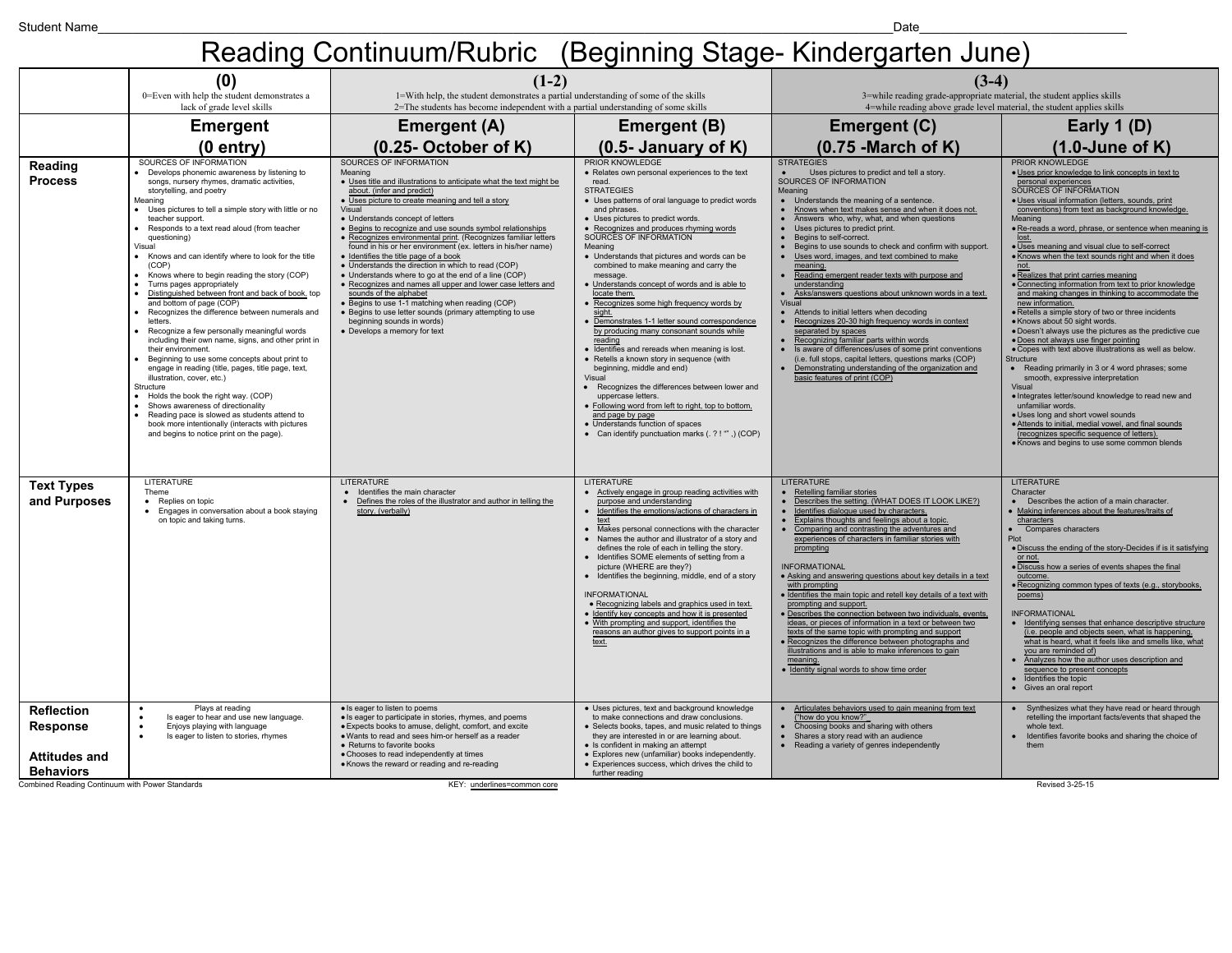Student Name________________________________ Date______________

# Reading Continuum/Rubric (Beginning Stage- Kindergarten June)

| | (0)<br>0=Even with help the student demonstrates a lack of grade level skills | (1-2)<br>1=With help, the student demonstrates a partial understanding of some of the skills<br>2=The students has become independent with a partial understanding of some skills | | (3-4)<br>3=while reading grade-appropriate material, the student applies skills<br>4=while reading above grade level material, the student applies skills | |
|---|---|---|---|---|---|
| | **Emergent (0 entry)** | **Emergent (A) (0.25- October of K)** | **Emergent (B) (0.5- January of K)** | **Emergent (C) (0.75 -March of K)** | **Early 1 (D) (1.0-June of K)** |
| **Reading Process** | SOURCES OF INFORMATION<br>• Develops phonemic awareness by listening to songs, nursery rhymes, dramatic activities, storytelling, and poetry<br>Meaning<br>• Uses pictures to tell a simple story with little or no teacher support.<br>• Responds to a text read aloud (from teacher questioning)<br>Visual<br>• Knows and can identify where to look for the title (COP)<br>• Knows where to begin reading the story (COP)<br>• Turns pages appropriately<br>• Distinguished between front and back of book, top and bottom of page (COP)<br>• Recognizes the difference between numerals and letters.<br>• Recognize a few personally meaningful words including their own name, signs, and other print in their environment.<br>• Beginning to use some concepts about print to engage in reading (title, pages, title page, text, illustration, cover, etc.)<br>Structure<br>• Holds the book the right way. (COP)<br>• Shows awareness of directionality<br>• Reading pace is slowed as students attend to book more intentionally (interacts with pictures and begins to notice print on the page). | SOURCES OF INFORMATION<br>Meaning<br>• Uses title and illustrations to anticipate what the text might be about. (infer and predict)<br>• Uses picture to create meaning and tell a story<br>Visual<br>• Understands concept of letters<br>• Begins to recognize and use sounds symbol relationships<br>• Recognizes environmental print. (Recognizes familiar letters found in his or her environment (ex. letters in his/her name)<br>• Identifies the title page of a book<br>• Understands the direction in which to read (COP)<br>• Understands where to go at the end of a line (COP)<br>• Recognizes and names all upper and lower case letters and sounds of the alphabet<br>• Begins to use 1-1 matching when reading (COP)<br>• Begins to use letter sounds (primary attempting to use beginning sounds in words)<br>• Develops a memory for text | PRIOR KNOWLEDGE<br>• Relates own personal experiences to the text read.<br>STRATEGIES<br>• Uses patterns of oral language to predict words and phrases.<br>• Uses pictures to predict words.<br>• Recognizes and produces rhyming words<br>SOURCES OF INFORMATION<br>Meaning<br>• Understands that pictures and words can be combined to make meaning and carry the message.<br>• Understands concept of words and is able to locate them.<br>• Recognizes some high frequency words by sight.<br>• Demonstrates 1-1 letter sound correspondence by producing many consonant sounds while reading<br>• Identifies and rereads when meaning is lost.<br>• Retells a known story in sequence (with beginning, middle and end)<br>Visual<br>• Recognizes the differences between lower and uppercase letters.<br>• Following word from left to right, top to bottom, and page by page<br>• Understands function of spaces<br>• Can identify punctuation marks ( . ? ! "" ,) (COP) | STRATEGIES<br>• Uses pictures to predict and tell a story.<br>SOURCES OF INFORMATION<br>Meaning<br>• Understands the meaning of a sentence.<br>• Knows when text makes sense and when it does not.<br>• Answers who, why, what, and when questions<br>• Uses pictures to predict print.<br>• Begins to self-correct.<br>• Begins to use sounds to check and confirm with support.<br>• Uses word, images, and text combined to make meaning.<br>• Reading emergent reader texts with purpose and understanding<br>• Asks/answers questions about unknown words in a text.<br>Visual<br>• Attends to initial letters when decoding<br>• Recognizes 20-30 high frequency words in context separated by spaces<br>• Recognizing familiar parts within words<br>• Is aware of differences/uses of some print conventions (i.e. full stops, capital letters, questions marks (COP)<br>• Demonstrating understanding of the organization and basic features of print (COP) | PRIOR KNOWLEDGE<br>• Uses prior knowledge to link concepts in text to personal experiences<br>SOURCES OF INFORMATION<br>• Uses visual information (letters, sounds, print conventions) from text as background knowledge.<br>Meaning<br>• Re-reads a word, phrase, or sentence when meaning is lost.<br>• Uses meaning and visual clue to self-correct<br>• Knows when the text sounds right and when it does not.<br>• Realizes that print carries meaning<br>• Connecting information from text to prior knowledge and making changes in thinking to accommodate the new information.<br>• Retells a simple story of two or three incidents<br>• Knows about 50 sight words.<br>• Doesn't always use the pictures as the predictive cue<br>• Does not always use finger pointing<br>• Copes with text above illustrations as well as below.<br>Structure<br>• Reading primarily in 3 or 4 word phrases; some smooth, expressive interpretation<br>Visual<br>• Integrates letter/sound knowledge to read new and unfamiliar words.<br>• Uses long and short vowel sounds<br>• Attends to initial, medial vowel, and final sounds (recognizes specific sequence of letters).<br>• Knows and begins to use some common blends |
| **Text Types and Purposes** | LITERATURE<br>Theme<br>• Replies on topic<br>• Engages in conversation about a book staying on topic and taking turns. | LITERATURE<br>• Identifies the main character<br>• Defines the roles of the illustrator and author in telling the story. (verbally) | LITERATURE<br>• Actively engage in group reading activities with purpose and understanding<br>• Identifies the emotions/actions of characters in text<br>• Makes personal connections with the character<br>• Names the author and illustrator of a story and defines the role of each in telling the story.<br>• Identifies SOME elements of setting from a picture (WHERE are they?)<br>• Identifies the beginning, middle, end of a story<br><br>INFORMATIONAL<br>• Recognizing labels and graphics used in text.<br>• Identify key concepts and how it is presented<br>• With prompting and support, identifies the reasons an author gives to support points in a text. | LITERATURE<br>• Retelling familiar stories<br>• Describes the setting. (WHAT DOES IT LOOK LIKE?)<br>• Identifies dialogue used by characters.<br>• Explains thoughts and feelings about a topic.<br>• Comparing and contrasting the adventures and experiences of characters in familiar stories with prompting<br><br>INFORMATIONAL<br>• Asking and answering questions about key details in a text with prompting<br>• Identifies the main topic and retell key details of a text with prompting and support.<br>• Describes the connection between two individuals, events, ideas, or pieces of information in a text or between two texts of the same topic with prompting and support<br>• Recognizes the difference between photographs and illustrations and is able to make inferences to gain meaning.<br>• Identity signal words to show time order | LITERATURE<br>Character<br>• Describes the action of a main character.<br>• Making inferences about the features/traits of characters<br>• Compares characters<br>Plot<br>• Discuss the ending of the story-Decides if it is satisfying or not.<br>• Discuss how a series of events shapes the final outcome.<br>• Recognizing common types of texts (e.g., storybooks, poems)<br><br>INFORMATIONAL<br>• Identifying senses that enhance descriptive structure (i.e. people and objects seen, what is happening, what is heard, what it feels like and smells like, what you are reminded of)<br>• Analyzes how the author uses description and sequence to present concepts<br>• Identifies the topic<br>• Gives an oral report |
| **Reflection Response**<br><br>**Attitudes and Behaviors** | • Plays at reading<br>• Is eager to hear and use new language.<br>• Enjoys playing with language<br>• Is eager to listen to stories, rhymes | • Is eager to listen to poems<br>• Is eager to participate in stories, rhymes, and poems<br>• Expects books to amuse, delight, comfort, and excite<br>• Wants to read and sees him-or herself as a reader<br>• Returns to favorite books<br>• Chooses to read independently at times<br>• Knows the reward or reading and re-reading | • Uses pictures, text and background knowledge to make connections and draw conclusions.<br>• Selects books, tapes, and music related to things they are interested in or are learning about.<br>• Is confident in making an attempt<br>• Explores new (unfamiliar) books independently.<br>• Experiences success, which drives the child to further reading | • Articulates behaviors used to gain meaning from text ("how do you know?"<br>• Choosing books and sharing with others<br>• Shares a story read with an audience<br>• Reading a variety of genres independently | • Synthesizes what they have read or heard through retelling the important facts/events that shaped the whole text.<br>• Identifies favorite books and sharing the choice of them |

Combined Reading Continuum with Power Standards    KEY: underlines=common core    Revised 3-25-15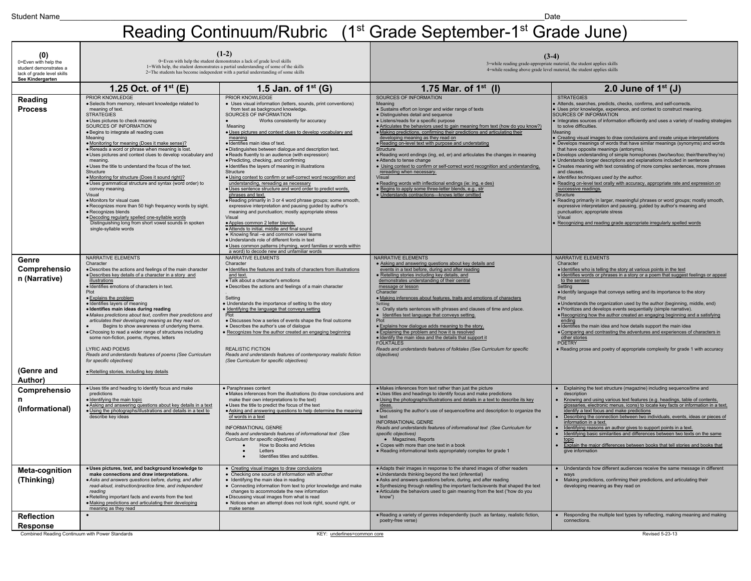Student Name________________________________________________________________________________________Date_____________________________

# Reading Continuum/Rubric (1st Grade September-1st Grade June)

| (0) 0=Even with help the student demonstrates a lack of grade level skills **See Kindergarten** | (1-2) 0=Even with help the student demonstrates a lack of grade level skills 1=With help, the student demonstrates a partial understanding of some of the skills 2=The students has become independent with a partial understanding of some skills | | (3-4) 3=while reading grade-appropriate material, the student applies skills 4=while reading above grade level material, the student applies skills | |
|---|---|---|---|---|
| | **1.25 Oct. of 1st (E)** | **1.5 Jan. of 1st (G)** | **1.75 Mar. of 1st (I)** | **2.0 June of 1st (J)** |
| **Reading Process** | PRIOR KNOWLEDGE<br>● Selects from memory, relevant knowledge related to meaning of text.<br>STRATEGIES<br>● Uses pictures to check meaning<br>SOURCES OF INFORMATION<br>● Begins to integrate all reading cues<br>Meaning<br>● Monitoring for meaning (Does it make sense)?<br>● Rereads a word or phrase when meaning is lost.<br>● Uses pictures and context clues to develop vocabulary and meaning.<br>● Uses the title to understand the focus of the text.<br>Structure<br>● Monitoring for structure (Does it sound right)?<br>● Uses grammatical structure and syntax (word order) to convey meaning.<br>Visual<br>● Monitors for visual cues<br>● Recognizes more than 50 high frequency words by sight.<br>● Recognizes blends<br>● Decoding regularly spelled one-syllable words<br>Distinguishing long from short vowel sounds in spoken single-syllable words | PRIOR KNOWLEDGE<br>● Uses visual information (letters, sounds, print conventions) from text as background knowledge.<br>SOURCES OF INFORMATION<br>● Works consistently for accuracy<br>Meaning<br>● Uses pictures and context clues to develop vocabulary and meaning<br>● Identifies main idea of text.<br>● Distinguishes between dialogue and description text.<br>● Reads fluently to an audience (with expression)<br>● Predicting, checking, and confirming<br>● Identifies the layers of meaning in illustrations<br>Structure<br>● Using context to confirm or self-correct word recognition and understanding, rereading as necessary<br>● Uses sentence structure and word order to predict words, phrases and text.<br>● Reading primarily in 3 or 4 word phrase groups; some smooth, expressive interpretation and pausing guided by author's meaning and punctuation; mostly appropriate stress<br>Visual<br>● Applies common 2 letter blends.<br>● Attends to initial, middle and final sound<br>● Knowing final –e and common vowel teams<br>● Understands role of different fonts in text<br>● Uses common patterns (rhyming, word families or words within a word) to decode new and unfamiliar words | SOURCES OF INFORMATION<br>Meaning<br>● Sustains effort on longer and wider range of texts<br>● Distinguishes detail and sequence<br>● Listens/reads for a specific purpose<br>● Articulates the behaviors used to gain meaning from text (how do you know?)<br>● Making predictions, confirming their predictions and articulating their developing meaning as they read on<br>● Reading on-level text with purpose and understating<br>Structure<br>● Reading word endings (ing, ed, er) and articulates the changes in meaning<br>● Attends to tense change<br>● Using context to confirm or self-correct word recognition and understanding, rereading when necessary.<br>Visual<br>● Reading words with inflectional endings (ie: ing, e des)<br>● Begins to apply some three-letter blends, e.g., str<br>● Understands contractions—knows letter omitted | STRATEGIES<br>● Attends, searches, predicts, checks, confirms, and self-corrects.<br>● Uses prior knowledge, experience, and context to construct meaning.<br>SOURCES OF INFORMATION<br>● Integrates sources of information efficiently and uses a variety of reading strategies to solve difficulties.<br>Meaning<br>● Creating visual images to draw conclusions and create unique interpretations<br>● Develops meanings of words that have similar meanings (synonyms) and words that have opposite meanings (antonyms).<br>● Develops understanding of simple homophones (two/too/too; their/there/they're)<br>● Understands longer descriptions and explanations included in sentences<br>● Creates meaning with text consisting of more complex sentences, more phrases and clauses.<br>● *Identifies techniques used by the author.*<br>● Reading on-level text orally with accuracy, appropriate rate and expression on successive readings.<br>Structure<br>● Reading primarily in larger, meaningful phrases or word groups; mostly smooth, expressive interpretation and pausing, guided by author's meaning and punctuation; appropriate stress<br>Visual<br>● Recognizing and reading grade appropriate irregularly spelled words |
| **Genre Comprehension (Narrative)**<br><br>**(Genre and Author)** | NARRATIVE ELEMENTS<br>Character<br>● Describes the actions and feelings of the main character<br>● Describes key details of a character in a story and illustrations<br>● Identifies emotions of characters in text.<br>Plot<br>● Explains the problem<br>● Identifies layers of meaning<br>● **Identifies main ideas during reading**<br>● *Makes predictions about text, confirm their predictions and articulates their developing meaning as they read on.*<br>● Begins to show awareness of underlying theme.<br>● Choosing to read a wider range of structures including some non-fiction, poems, rhymes, letters<br><br>LYRIC AND POEMS<br>*Reads and understands features of poems (See Curriculum for specific objectives)*<br><br>● Retelling stories, including key details | NARRATIVE ELEMENTS<br>Character<br>● Identifies the features and traits of characters from illustrations and text.<br>● Talk about a character's emotions<br>● Describes the actions and feelings of a main character<br>.<br>Setting<br>● Understands the importance of setting to the story<br>● Identifying the language that conveys setting<br>Plot<br>● Discusses how a series of events shape the final outcome<br>● Describes the author's use of dialogue<br>● Recognizes how the author created an engaging beginning<br><br>REALISTIC FICTION<br>*Reads and understands features of contemporary realistic fiction (See Curriculum for specific objectives)* | NARRATIVE ELEMENTS<br>● Asking and answering questions about key details and events in a text before, during and after reading<br>● Retelling stories including key details, and demonstrates understanding of their central message or lesson<br>Character<br>● Making inferences about features, traits and emotions of characters<br>Setting<br>● Orally starts sentences with phrases and clauses of time and place.<br>● Identifies text language that conveys setting.<br>Plot<br>● Explains how dialogue adds meaning to the story.<br>● Explaining the problem and how it is resolved<br>● Identify the main idea and the details that support it<br>FOLKTALES<br>*Reads and understands features of folktales (See Curriculum for specific objectives)* | NARRATIVE ELEMENTS<br>Character<br>● Identifies who is telling the story at various points in the text<br>● Identifies words or phrases in a story or a poem that suggest feelings or appeal to the senses<br>Setting<br>● Identify language that conveys setting and its importance to the story<br>Plot<br>● Understands the organization used by the author (beginning, middle, end)<br>● Prioritizes and develops events sequentially (simple narrative).<br>● Recognizing how the author created an engaging beginning and a satisfying ending<br>● Identifies the main idea and how details support the main idea<br>● Comparing and contrasting the adventures and experiences of characters in other stories<br>POETRY<br>● Reading prose and poetry of appropriate complexity for grade 1 with accuracy |
| **Comprehension (Informational)** | ● Uses title and heading to identify focus and make predictions<br>● Identifying the main topic<br>● Asking and answering questions about key details in a text<br>● Using the photographs/illustrations and details in a text to describe key ideas | ● Paraphrases content<br>● Makes inferences from the illustrations (to draw conclusions and make their own interpretations to the text)<br>● Uses the title to predict the focus of the text<br>● Asking and answering questions to help determine the meaning of words in a text<br><br>INFORMATIONAL GENRE<br>*Reads and understands features of informational text (See Curriculum for specific objectives)*<br>● How to Books and Articles<br>● Letters<br>● Identifies titles and subtitles. | ● Makes inferences from text rather than just the picture<br>● Uses titles and headings to identify focus and make predictions<br>● Using the photographs/illustrations and details in a text to describe its key ideas.<br>● Discussing the author's use of sequence/time and description to organize the text<br>INFORMATIONAL GENRE<br>*Reads and understands features of informational text (See Curriculum for specific objectives)*<br>● Magazines, Reports<br>● Copes with more than one text in a book<br>● Reading informational texts appropriately complex for grade 1 | ● Explaining the text structure (magazine) including sequence/time and description<br>● Knowing and using various text features (e.g. headings, table of contents, glossaries, electronic menus, icons) to locate key facts or information in a text, identify a text focus and make predictions<br>● Describing the connection between two individuals, events, ideas or pieces of information in a text.<br>● Identifying reasons an author gives to support points in a text.<br>● Identifying basic similarities and differences between two texts on the same topic<br>● Explain the major differences between books that tell stories and books that give information |
| **Meta-cognition (Thinking)** | ● **Uses pictures, text, and background knowledge to make connections and draw interpretations.**<br>● *Asks and answers questions before, during, and after read-aloud, instruction/practice time, and independent reading*<br>● Retelling important facts and events from the text<br>● Making predictions and articulating their developing meaning as they read | ● Creating visual images to draw conclusions<br>● Checking one source of information with another<br>● Identifying the main idea in reading<br>● Connecting information from text to prior knowledge and make changes to accommodate the new information<br>● Discussing visual images from what is read<br>● Notices when an attempt does not look right, sound right, or make sense | ● Adapts their images in response to the shared images of other readers<br>● Understands thinking beyond the text (inferential)<br>● Asks and answers questions before, during, and after reading<br>● Synthesizing through retelling the important facts/events that shaped the text<br>● Articulate the behaviors used to gain meaning from the text ("how do you know") | ● Understands how different audiences receive the same message in different ways<br>● Making predictions, confirming their predictions, and articulating their developing meaning as they read on |
| **Reflection Response** | ● | | ● Reading a variety of genres independently (such as fantasy, realistic fiction, poetry-free verse) | ● Responding the multiple text types by reflecting, making meaning and making connections. |

Combined Reading Continuum with Power Standards | KEY: underlines=common core | Revised 5-23-13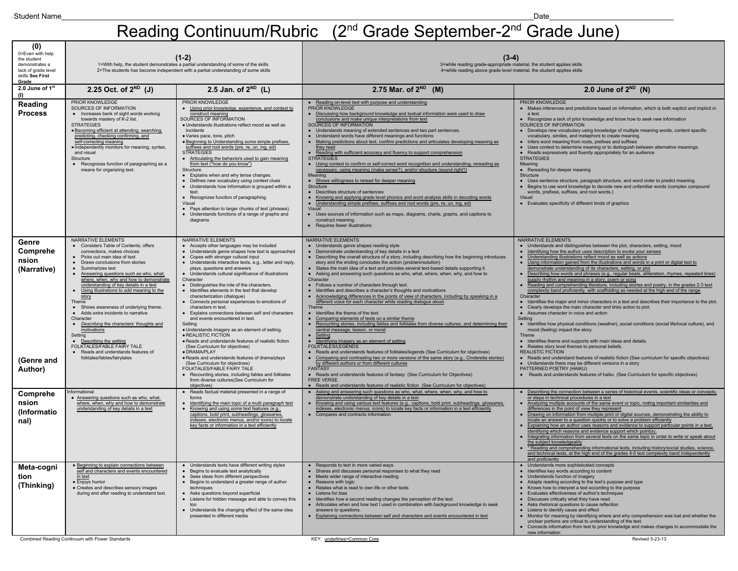Student Name_______________________________________________ Date______________________

# Reading Continuum/Rubric (2nd Grade September-2nd Grade June)

| (0)<br>0=Even with help the student demonstrates a lack of grade level skills **See First Grade** | (1-2)<br>1=With help, the student demonstrates a partial understanding of some of the skills<br>2=The students has become independent with a partial understanding of some skills | | (3-4)<br>3=while reading grade-appropriate material, the student applies skills<br>4=while reading above grade level material, the student applies skills | |
|---|---|---|---|---|
| **2.0 June of 1st (I)** | **2.25 Oct. of 2ND (J)** | **2.5 Jan. of 2ND (L)** | **2.75 Mar. of 2ND (M)** | **2.0 June of 2ND (N)** |
| **Reading Process** | PRIOR KNOWLEDGE<br>SOURCES OF INFORMATION<br>• Increases bank of sight words working towards mastery of K-2 list.<br>STRATEGIES<br>• Becoming efficient at attending, searching, predicting, checking confirming, and self-correcting meaning<br>• Independently monitors for meaning, syntax, and visual<br>Structure<br>• Recognizes function of paragraphing as a means for organizing text. | PRIOR KNOWLEDGE<br>• Using prior knowledge, experience, and context to construct meaning<br>SOURCES OF INFORMATION<br>• Understands illustrations reflect mood as well as incidents<br>• Varies pace, tone, pitch<br>• Beginning to Understanding *some* simple prefixes, suffixes and root words (pre, re, un, ing, ed)<br>STRATEGIES<br>• Articulating the behaviors used to gain meaning from text ("how do you know")<br>Structure<br>• Explains when and why tense changes.<br>• Defines new vocabulary using context clues<br>• Understands how information is grouped within a text.<br>• Recognizes function of paragraphing.<br>Visual<br>• Pays attention to larger chunks of text (phrases).<br>• Understands functions of a range of graphs and diagrams | • Reading on-level text with purpose and understanding<br>PRIOR KNOWLEDGE<br>• Discussing how background knowledge and textual information were used to draw conclusions and make unique interpretations from text<br>SOURCES OF INFORMATION<br>• Understands meaning of extended sentences and two part sentences.<br>• Understand words have different meanings and functions<br>• Making predictions about text, confirm predictions and articulates developing meaning as they read<br>• Reading with sufficient accuracy and fluency to support comprehension<br>STRATEGIES<br>• Using context to confirm or self-correct word recognition and understanding, rereading as necessary, using meaning (make sense?), *and/or* structure (sound right?)<br>Meaning<br>• Shows willingness to reread for deeper meaning<br>Structure<br>• Describes structure of sentences<br>• Knowing and applying grade level phonics and word analysis skills in decoding words<br>• Understanding simple prefixes, suffixes and root words (pre, re, un, ing, ed)<br>Visual<br>• Uses sources of information such as maps, diagrams, charts, graphs, and captions to construct meaning.<br>• Requires fewer illustrations | PRIOR KNOWLEDGE<br>• Makes inferences and predictions based on information, which is both explicit and implicit in a text.<br>• Recognizes a lack of prior knowledge and know how to seek new information<br>SOURCES OF INFORMATION<br>• Develops new vocabulary using knowledge of multiple meaning words, content specific vocabulary, similes, and metaphors to create meaning.<br>• Infers word meaning from roots, prefixes and suffixes<br>• Uses context to determine meaning or to distinguish between alternative meanings.<br>• Reads expressively and fluently appropriately for an audience<br>STRATEGIES<br>Meaning<br>• Rereading for deeper meaning<br>Structure<br>• Uses sentence structure, paragraph structure, and word order to predict meaning.<br>• Begins to use word knowledge to decode new and unfamiliar words (complex compound words, prefixes, suffixes, and root words.)<br>Visual<br>• Evaluates specificity of different kinds of graphics |
| **Genre Comprehension (Narrative)**<br><br>**(Genre and Author)** | NARRATIVE ELEMENTS<br>• Considers Table of Contents; offers connections, makes choices<br>• Picks out main idea of text<br>• Draws conclusions from stories<br>• Summarizes text<br>• Answering questions such as who, what, where, when, why and how to demonstrate understanding of key details in a text<br>• Using illustrations to add meaning to the story<br>Theme<br>• Shows awareness of underlying theme.<br>• Adds extra incidents to narrative<br>Character<br>• *Describing* the characters' thoughts and motivations<br>Setting<br>• Describing the setting<br>FOLKTALES/FABLE FAIRY TALE<br>• Reads and understands features of folktales/fables/fairytales | NARRATIVE ELEMENTS<br>• Accepts other languages may be included<br>• Understands genre shapes how text is approached<br>• Copes with stronger cultural input<br>• Understands interactive texts, e.g., letter and reply, plays, questions and answers<br>• Understands cultural significance of illustrations<br>Character<br>• Distinguishes the role of the characters.<br>• Identifies elements in the text that develop characterization (dialogue)<br>• Connects personal experiences to emotions of characters in text.<br>• Explains connections between self and characters and events encountered in text.<br>Setting<br>• Understands imagery as an element of setting.<br>• REALISTIC FICTION<br>• Reads and understands features of realistic fiction (See Curriculum for objectives)<br>• DRAMA/PLAY<br>• Reads and understands features of drama/plays (See Curriculum for objectives)<br>FOLKTALES/FABLE FAIRY TALE<br>• Recounting stories, including fables and folktales from diverse cultures(See Curriculum for objectives) | NARRATIVE ELEMENTS<br>• Understands genre shapes reading style<br>• Demonstrate understanding of key details in a text<br>• Describing the overall structure of a story, including describing how the beginning introduces story and the ending concludes the action (problem/solution)<br>• States the main idea of a text and provides several text-based details supporting it.<br>• Asking and answering such questions as who, what, where, when, why, and how to<br>Character<br>• Follows a number of characters through text.<br>• Identifies and describes a character's thoughts and motivations<br>• Acknowledging differences in the points of view of characters, including by speaking in a different voice for each character while reading dialogue aloud<br>Theme<br>• Identifies the theme of the text.<br>• Comparing elements of texts on a similar theme<br>• Recounting stories, including fables and folktales from diverse cultures, and determining their central message, lesson, or moral<br>• Setting<br>• Identifying imagery as an element of setting<br>FOLKTALES/LEGENDS<br>• Reads and understands features of folktales/legends (See Curriculum for objectives)<br>• Comparing and contrasting two or more versions of the same story (e.g., Cinderella stories) by different authors or from different cultures<br>FANTASY<br>• Reads and understands features of fantasy (See Curriculum for Objectives)<br>FREE VERSE<br>• Reads and understands features of realistic fiction (See Curriculum for objectives) | NARRATIVE ELEMENTS<br>• Understands and distinguishes between the plot, characters, setting, mood<br>• Identifying how the author uses description to evoke your senses<br>• Understanding illustrations reflect mood as well as actions<br>• Using information gained from the illustrations and words in a print or digital text to demonstrate understanding of its characters, setting, or plot<br>• Describing how words and phrases (e.g., regular beats, alliteration, rhymes, repeated lines) supply rhythm and meaning in a story, poem or song<br>• Reading and comprehending literature, including stories and poetry, in the grades 2-3 text complexity band proficiently, with scaffolding as needed at the high end of the range<br>Character<br>• Identifies the major and minor characters in a text and describes their importance to the plot.<br>• Clearly develops the main character and links action to plot.<br>• Assumes character in voice and action<br>Setting<br>• Identifies how physical conditions (weather), social conditions (social life/local culture), and mood (feeling) impact the story.<br>Theme<br>• Identifies theme and supports with main ideas and details.<br>• Relates story level themes to personal beliefs.<br>REALISTIC FICTION<br>• Reads and understands features of realistic fiction (See curriculum for specific objectives)<br>• Understands there may be different versions in a story<br>PATTERNED POETRY (HAIKU)<br>• Reads and understands features of haiku (See Curriculum for specific objectives) |
| **Comprehension (Informational)** | Informational<br>• Answering questions such as who, what, where, when, why, and how to demonstrate understanding of key details in a text | • Reads factual material presented in a range of forms<br>• Identifying the main topic of a multi paragraph text<br>• Knowing and using *some* text features (e.g., captions, bold print, subheadings, glossaries, indexes, electronic menus, *and/or* icons) to locate key facts or information in a text efficiently | • Asking and answering such questions as who, what, where, when, why, and how to demonstrate understanding of key details in a text<br>• Knowing and using various text features (e.g., captions, bold print, subheadings, glossaries, indexes, electronic menus, icons) to locate key facts or information in a text efficiently<br>• Compares and contracts information | • Describing the connection between a series of historical events, scientific ideas or concepts, or steps in technical procedures in a text<br>• Analyzing multiple accounts of the same event or topic, noting important similarities and differences in the point of view they represent<br>• Drawing on information from multiple print or digital sources, demonstrating the ability to locate an answer to a question quickly or to solve a problem efficiently<br>• Explaining how an author uses reasons and evidence to support particular points in a text, identifying which reasons and evidence support which point(s).<br>• Integrating information from several texts on the same topic in order to write or speak about the subject knowledgeably<br>• * Reading and comprehending informational texts, including history/social studies, science, and technical texts, at the high end of the grades 4-5 text complexity band independently and proficiently |
| **Meta-cognition (Thinking)** | • Beginning to explain connections between self and characters and events encountered in text<br>• Enjoys humor<br>• Creates and describes sensory images during and after reading to understand text. | • Understands texts have different writing styles<br>• Begins to evaluate text analytically<br>• Sees ideas from different perspectives<br>• Begins to understand a greater range of author techniques<br>• Asks questions beyond superficial<br>• Listens for hidden message and able to convey this too<br>• Understands the changing effect of the same idea presented in different media | • Responds to text in more varied ways<br>• Shares and discusses personal responses to what they read<br>• Meets wider range of interactive reading<br>• Reasons with logic<br>• Relates what is read to own life or other texts<br>• Listens for bias<br>• Identifies how a second reading changes the perception of the text.<br>• Articulates when and how text I used in combination with background knowledge to seek answers to questions.<br>• Explaining connections between self and characters and events encountered in text | • Understands more sophisticated concepts<br>• Identifies key words according to content<br>• Understands function of imagery<br>• Adapts reading according to the text's purpose and type<br>• Knows how to interpret a text according to the purpose<br>• Evaluates effectiveness of author's techniques<br>• Discusses critically what they have read<br>• Asks rhetorical questions to cause reflection<br>• Listens to identify cause and effect<br>• Monitor for meaning by identifying where and why comprehension was lost and whether the unclear portions are critical to understanding of the text.<br>• Connects information from text to prior knowledge and makes changes to accommodate the new information |

Combined Reading Continuum with Power Standards — KEY: underlines=Common Core — Revised 5-23-13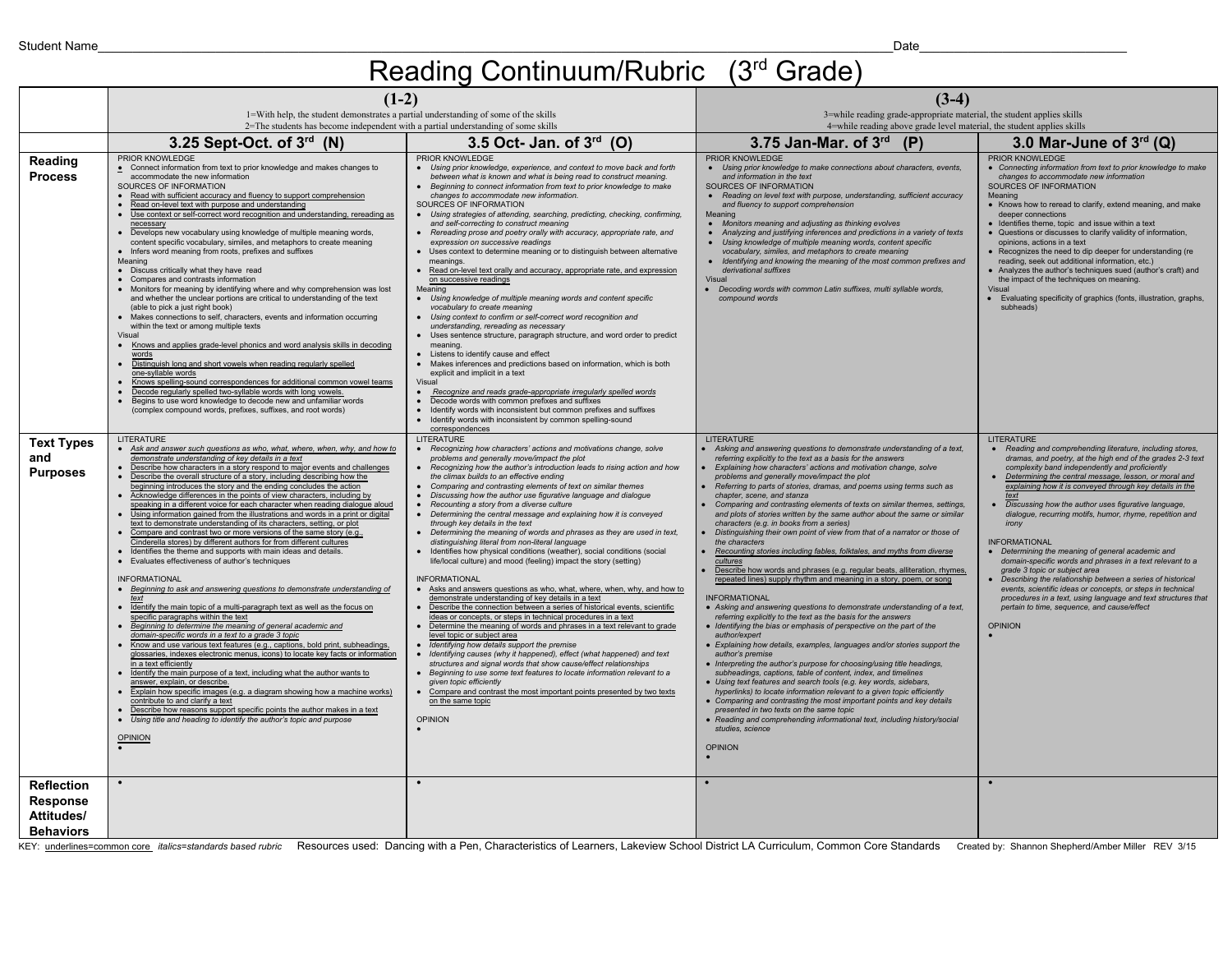Student Name________________________________________________ Date____________________

# Reading Continuum/Rubric (3rd Grade)

| | (1-2)<br>1=With help, the student demonstrates a partial understanding of some of the skills<br>2=The students has become independent with a partial understanding of some skills | | (3-4)<br>3=while reading grade-appropriate material, the student applies skills<br>4=while reading above grade level material, the student applies skills | |
|---|---|---|---|---|
| | **3.25 Sept-Oct. of 3rd (N)** | **3.5 Oct- Jan. of 3rd (O)** | **3.75 Jan-Mar. of 3rd (P)** | **3.0 Mar-June of 3rd (Q)** |
| **Reading Process** | PRIOR KNOWLEDGE<br>• Connect information from text to prior knowledge and makes changes to accommodate the new information<br>SOURCES OF INFORMATION<br>• Read with sufficient accuracy and fluency to support comprehension<br>• Read on-level text with purpose and understanding<br>• Use context or self-correct word recognition and understanding, rereading as necessary<br>• Develops new vocabulary using knowledge of multiple meaning words, content specific vocabulary, similes, and metaphors to create meaning<br>• Infers word meaning from roots, prefixes and suffixes<br>Meaning<br>• Discuss critically what they have read<br>• Compares and contrasts information<br>• Monitors for meaning by identifying where and why comprehension was lost and whether the unclear portions are critical to understanding of the text (able to pick a just right book)<br>• Makes connections to self, characters, events and information occurring within the text or among multiple texts<br>Visual<br>• Knows and applies grade-level phonics and word analysis skills in decoding words<br>• Distinguish long and short vowels when reading regularly spelled one-syllable words<br>• Knows spelling-sound correspondences for additional common vowel teams<br>• Decode regularly spelled two-syllable words with long vowels.<br>• Begins to use word knowledge to decode new and unfamiliar words (complex compound words, prefixes, suffixes, and root words) | PRIOR KNOWLEDGE<br>• *Using prior knowledge, experience, and context to move back and forth between what is known and what is being read to construct meaning.*<br>• *Beginning to connect information from text to prior knowledge to make changes to accommodate new information.*<br>SOURCES OF INFORMATION<br>• *Using strategies of attending, searching, predicting, checking, confirming, and self-correcting to construct meaning*<br>• *Rereading prose and poetry orally with accuracy, appropriate rate, and expression on successive readings*<br>• Uses context to determine meaning or to distinguish between alternative meanings.<br>• Read on-level text orally and accuracy, appropriate rate, and expression on successive readings<br>Meaning<br>• *Using knowledge of multiple meaning words and content specific vocabulary to create meaning*<br>• *Using context to confirm or self-correct word recognition and understanding, rereading as necessary*<br>• Uses sentence structure, paragraph structure, and word order to predict meaning.<br>• Listens to identify cause and effect<br>• Makes inferences and predictions based on information, which is both explicit and implicit in a text<br>Visual<br>• *Recognize and reads grade-appropriate irregularly spelled words*<br>• Decode words with common prefixes and suffixes<br>• Identify words with inconsistent but common prefixes and suffixes<br>• Identify words with inconsistent by common spelling-sound correspondences | PRIOR KNOWLEDGE<br>• *Using prior knowledge to make connections about characters, events, and information in the text*<br>SOURCES OF INFORMATION<br>• *Reading on level text with purpose, understanding, sufficient accuracy and fluency to support comprehension*<br>Meaning<br>• *Monitors meaning and adjusting as thinking evolves*<br>• *Analyzing and justifying inferences and predictions in a variety of texts*<br>• *Using knowledge of multiple meanings words, content specific vocabulary, similes, and metaphors to create meaning*<br>• *Identifying and knowing the meaning of the most common prefixes and derivational suffixes*<br>Visual<br>• *Decoding words with common Latin suffixes, multi syllable words, compound words* | PRIOR KNOWLEDGE<br>• *Connecting information from text to prior knowledge to make changes to accommodate new information*<br>SOURCES OF INFORMATION<br>Meaning<br>• Knows how to reread to clarify, extend meaning, and make deeper connections<br>• Identifies theme, topic and issue within a text<br>• Questions or discusses to clarify validity of information, opinions, actions in a text<br>• Recognizes the need to dip deeper for understanding (re reading, seek out additional information, etc.)<br>• Analyzes the author's techniques sued (author's craft) and the impact of the techniques on meaning.<br>Visual<br>• Evaluating specificity of graphics (fonts, illustration, graphs, subheads) |
| **Text Types and Purposes** | LITERATURE<br>• *Ask and answer such questions as who, what, where, when, why, and how to demonstrate understanding of key details in a text*<br>• Describe how characters in a story respond to major events and challenges<br>• Describe the overall structure of a story, including describing how the beginning introduces the story and the ending concludes the action<br>• Acknowledge differences in the points of view characters, including by speaking in a different voice for each character when reading dialogue aloud<br>• Using information gained from the illustrations and words in a print or digital text to demonstrate understanding of its characters, setting, or plot<br>• Compare and contrast two or more versions of the same story (e.g., Cinderella stores) by different authors for from different cultures<br>• Identifies the theme and supports with main ideas and details.<br>• Evaluates effectiveness of author's techniques<br><br>INFORMATIONAL<br>• *Beginning to ask and answering questions to demonstrate understanding of text*<br>• Identify the main topic of a multi-paragraph text as well as the focus on specific paragraphs within the text<br>• *Beginning to determine the meaning of general academic and domain-specific words in a text to a grade 3 topic*<br>• Know and use various text features (e.g., captions, bold print, subheadings, glossaries, indexes electronic menus, icons) to locate key facts or information in a text efficiently<br>• Identify the main purpose of a text, including what the author wants to answer, explain, or describe.<br>• Explain how specific images (e.g. a diagram showing how a machine works) contribute to and clarify a text<br>• Describe how reasons support specific points the author makes in a text<br>• *Using title and heading to identify the author's topic and purpose*<br><br>OPINION<br>• | LITERATURE<br>• *Recognizing how characters' actions and motivations change, solve problems and generally move/impact the plot*<br>• *Recognizing how the author's introduction leads to rising action and how the climax builds to an effective ending*<br>• *Comparing and contrasting elements of text on similar themes*<br>• *Discussing how the author use figurative language and dialogue*<br>• *Recounting a story from a diverse culture*<br>• *Determining the central message and explaining how it is conveyed through key details in the text*<br>• *Determining the meaning of words and phrases as they are used in text, distinguishing literal from non-literal language*<br>• Identifies how physical conditions (weather), social conditions (social life/local culture) and mood (feeling) impact the story (setting)<br><br>INFORMATIONAL<br>• Asks and answers questions as who, what, where, when, why, and how to demonstrate understanding of key details in a text<br>• Describe the connection between a series of historical events, scientific ideas or concepts, or steps in technical procedures in a text<br>• Determine the meaning of words and phrases in a text relevant to grade level topic or subject area<br>• *Identifying how details support the premise*<br>• *Identifying causes (why it happened), effect (what happened) and text structures and signal words that show cause/effect relationships*<br>• *Beginning to use some text features to locate information relevant to a given topic efficiently*<br>• Compare and contrast the most important points presented by two texts on the same topic<br><br>OPINION<br>• | LITERATURE<br>• Asking and answering questions to demonstrate understanding of a text, referring explicitly to the text as a basis for the answers<br>• Explaining how characters' actions and motivation change, solve problems and generally move/impact the plot<br>• Referring to parts of stories, dramas, and poems using terms such as chapter, scene, and stanza<br>• Comparing and contrasting elements of texts on similar themes, settings, and plots of stories written by the same author about the same or similar characters (e.g. in books from a series)<br>• Distinguishing their own point of view from that of a narrator or those of the characters<br>• *Recounting stories including fables, folktales, and myths from diverse cultures*<br>• Describe how words and phrases (e.g. regular beats, alliteration, rhymes, repeated lines) supply rhythm and meaning in a story, poem, or song<br><br>INFORMATIONAL<br>• *Asking and answering questions to demonstrate understanding of a text, referring explicitly to the text as the basis for the answers*<br>• *Identifying the bias or emphasis of perspective on the part of the author/expert*<br>• *Explaining how details, examples, languages and/or stories support the author's premise*<br>• *Interpreting the author's purpose for choosing/using title headings, subheadings, captions, table of content, index, and timelines*<br>• *Using text features and search tools (e.g. key words, sidebars, hyperlinks) to locate information relevant to a given topic efficiently*<br>• *Comparing and contrasting the most important points and key details presented in two texts on the same topic*<br>• *Reading and comprehending informational text, including history/social studies, science*<br><br>OPINION<br>• | LITERATURE<br>• *Reading and comprehending literature, including stories, dramas, and poetry, at the high end of the grades 2-3 text complexity band independently and proficiently*<br>• *Determining the central message, lesson, or moral and explaining how it is conveyed through key details in the text*<br>• *Discussing how the author uses figurative language, dialogue, recurring motifs, humor, rhyme, repetition and irony*<br><br>INFORMATIONAL<br>• *Determining the meaning of general academic and domain-specific words and phrases in a text relevant to a grade 3 topic or subject area*<br>• *Describing the relationship between a series of historical events, scientific ideas or concepts, or steps in technical procedures in a text, using language and text structures that pertain to time, sequence, and cause/effect*<br><br>OPINION<br>• |
| **Reflection Response Attitudes/ Behaviors** | • | • | • | • |

KEY: underlines=common core *italics=standards based rubric* Resources used: Dancing with a Pen, Characteristics of Learners, Lakeview School District LA Curriculum, Common Core Standards Created by: Shannon Shepherd/Amber Miller REV 3/15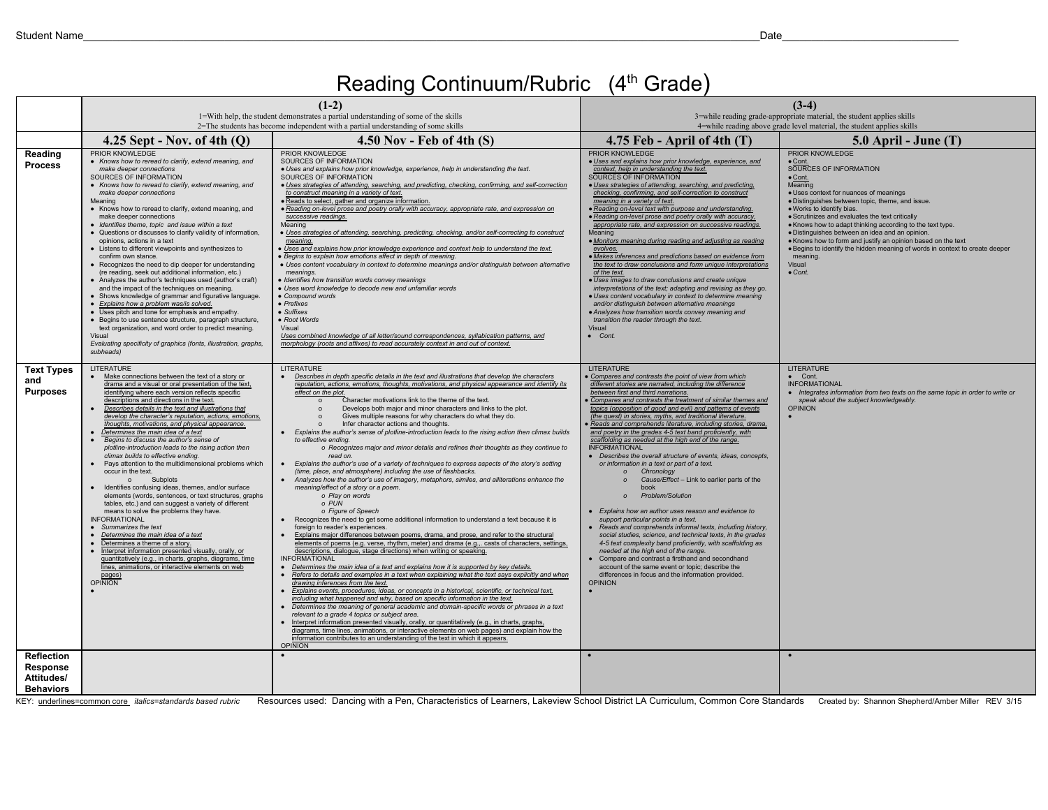Student Name_______________________________________________ Date_______________________

# Reading Continuum/Rubric (4th Grade)

| | (1-2)<br>1=With help, the student demonstrates a partial understanding of some of the skills<br>2=The students has become independent with a partial understanding of some skills | | (3-4)<br>3=while reading grade-appropriate material, the student applies skills<br>4=while reading above grade level material, the student applies skills | |
|---|---|---|---|---|
| | **4.25 Sept - Nov. of 4th (Q)** | **4.50 Nov - Feb of 4th (S)** | **4.75 Feb - April of 4th (T)** | **5.0 April - June (T)** |
| **Reading Process** | PRIOR KNOWLEDGE<br>● *Knows how to reread to clarify, extend meaning, and make deeper connections*<br>SOURCES OF INFORMATION<br>● *Knows how to reread to clarify, extend meaning, and make deeper connections*<br>Meaning<br>● Knows how to reread to clarify, extend meaning, and make deeper connections<br>● *Identifies theme, topic and issue within a text*<br>● Questions or discusses to clarify validity of information, opinions, actions in a text<br>● Listens to different viewpoints and synthesizes to confirm own stance.<br>● Recognizes the need to dip deeper for understanding (re reading, seek out additional information, etc.)<br>● Analyzes the author's techniques used (author's craft) and the impact of the techniques on meaning.<br>● Shows knowledge of grammar and figurative language.<br>● *Explains how a problem was/is solved.*<br>● Uses pitch and tone for emphasis and empathy.<br>● Begins to use sentence structure, paragraph structure, text organization, and word order to predict meaning.<br>Visual<br>*Evaluating specificity of graphics (fonts, illustration, graphs, subheads)* | PRIOR KNOWLEDGE<br>SOURCES OF INFORMATION<br>● *Uses and explains how prior knowledge, experience, help in understanding the text.*<br>SOURCES OF INFORMATION<br>● *Uses strategies of attending, searching, and predicting, checking, confirming, and self-correction to construct meaning in a variety of text.*<br>● Reads to select, gather and organize information.<br>● *Reading on-level prose and poetry orally with accuracy, appropriate rate, and expression on successive readings.*<br>Meaning<br>● *Uses strategies of attending, searching, predicting, checking, and/or self-correcting to construct meaning.*<br>● *Uses and explains how prior knowledge experience and context help to understand the text.*<br>● *Begins to explain how emotions affect in depth of meaning.*<br>● *Uses content vocabulary in context to determine meanings and/or distinguish between alternative meanings.*<br>● *Identifies how transition words convey meanings*<br>● *Uses word knowledge to decode new and unfamiliar words*<br>● *Compound words*<br>● *Prefixes*<br>● *Suffixes*<br>● *Root Words*<br>Visual<br>*Uses combined knowledge of all letter/sound correspondences, syllabication patterns, and morphology (roots and affixes) to read accurately context in and out of context.* | PRIOR KNOWLEDGE<br>● *Uses and explains how prior knowledge, experience, and context, help in understanding the text.*<br>SOURCES OF INFORMATION<br>● *Uses strategies of attending, searching, and predicting, checking, confirming, and self-correction to construct meaning in a variety of text.*<br>● *Reading on-level text with purpose and understanding.*<br>● *Reading on-level prose and poetry orally with accuracy, appropriate rate, and expression on successive readings.*<br>Meaning<br>● *Monitors meaning during reading and adjusting as reading evolves.*<br>● *Makes inferences and predictions based on evidence from the text to draw conclusions and form unique interpretations of the text.*<br>● *Uses images to draw conclusions and create unique interpretations of the text; adapting and revising as they go.*<br>● *Uses content vocabulary in context to determine meaning and/or distinguish between alternative meanings*<br>● *Analyzes how transition words convey meaning and transition the reader through the text.*<br>Visual<br>● *Cont.* | PRIOR KNOWLEDGE<br>● Cont.<br>SOURCES OF INFORMATION<br>● Cont.<br>Meaning<br>● Uses context for nuances of meanings<br>● Distinguishes between topic, theme, and issue.<br>● Works to identify bias.<br>● Scrutinizes and evaluates the text critically<br>● Knows how to adapt thinking according to the text type.<br>● Distinguishes between an idea and an opinion.<br>● Knows how to form and justify an opinion based on the text<br>● Begins to identify the hidden meaning of words in context to create deeper meaning.<br>Visual<br>● *Cont.* |
| **Text Types and Purposes** | LITERATURE<br>● Make connections between the text of a story or drama and a visual or oral presentation of the text, identifying where each version reflects specific descriptions and directions in the text.<br>● *Describes details in the text and illustrations that develop the character's reputation, actions, emotions, thoughts, motivations, and physical appearance.*<br>● *Determines the main idea of a text*<br>● *Begins to discuss the author's sense of plotline-introduction leads to the rising action then climax builds to effective ending.*<br>● Pays attention to the multidimensional problems which occur in the text.<br>o Subplots<br>● Identifies confusing ideas, themes, and/or surface elements (words, sentences, or text structures, graphs tables, etc.) and can suggest a variety of different means to solve the problems they have.<br>INFORMATIONAL<br>● *Summarizes the text*<br>● *Determines the main idea of a text*<br>● Determines a theme of a story.<br>● Interpret information presented visually, orally, or quantitatively (e.g., in charts, graphs, diagrams, time lines, animations, or interactive elements on web pages)<br>OPINION<br>● | LITERATURE<br>● *Describes in depth specific details in the text and illustrations that develop the characters reputation, actions, emotions, thoughts, motivations, and physical appearance and identify its effect on the plot.*<br>o Character motivations link to the theme of the text.<br>o Develops both major and minor characters and links to the plot.<br>o Gives multiple reasons for why characters do what they do.<br>o Infer character actions and thoughts.<br>● *Explains the author's sense of plotline-introduction leads to the rising action then climax builds to effective ending.*<br>o *Recognizes major and minor details and refines their thoughts as they continue to read on.*<br>● *Explains the author's use of a variety of techniques to express aspects of the story's setting (time, place, and atmosphere) including the use of flashbacks.*<br>● *Analyzes how the author's use of imagery, metaphors, similes, and alliterations enhance the meaning/effect of a story or a poem.*<br>o *Play on words*<br>o *PUN*<br>o *Figure of Speech*<br>● Recognizes the need to get some additional information to understand a text because it is foreign to reader's experiences.<br>● Explains major differences between poems, drama, and prose, and refer to the structural elements of poems (e.g. verse, rhythm, meter) and drama (e.g.,. casts of characters, settings, descriptions, dialogue, stage directions) when writing or speaking.<br>INFORMATIONAL<br>● *Determines the main idea of a text and explains how it is supported by key details.*<br>● *Refers to details and examples in a text when explaining what the text says explicitly and when drawing inferences from the text.*<br>● *Explains events, procedures, ideas, or concepts in a historical, scientific, or technical text, including what happened and why, based on specific information in the text.*<br>● *Determines the meaning of general academic and domain-specific words or phrases in a text relevant to a grade 4 topics or subject area.*<br>● Interpret information presented visually, orally, or quantitatively (e.g., in charts, graphs, diagrams, time lines, animations, or interactive elements on web pages) and explain how the information contributes to an understanding of the text in which it appears.<br>OPINION | LITERATURE<br>● Compares and contrasts the point of view from which different stories are narrated, including the difference between first and third narrations.<br>● Compares and contrasts the treatment of similar themes and topics (opposition of good and evil) and patterns of events (the quest) in stories, myths, and traditional literature.<br>● Reads and comprehends literature, including stories, drama, and poetry in the grades 4-5 text band proficiently, with scaffolding as needed at the high end of the range.<br>INFORMATIONAL<br>● *Describes the overall structure of events, ideas, concepts, or information in a text or part of a text.*<br>o *Chronology*<br>o *Cause/Effect – Link to earlier parts of the book*<br>o *Problem/Solution*<br>● *Explains how an author uses reason and evidence to support particular points in a text.*<br>● *Reads and comprehends informal texts, including history, social studies, science, and technical texts, in the grades 4-5 text complexity band proficiently, with scaffolding as needed at the high end of the range.*<br>● Compare and contrast a firsthand and secondhand account of the same event or topic; describe the differences in focus and the information provided.<br>OPINION<br>● | LITERATURE<br>● Cont.<br>INFORMATIONAL<br>● *Integrates information from two texts on the same topic in order to write or speak about the subject knowledgeably.*<br>OPINION<br>● |
| **Reflection Response Attitudes/ Behaviors** | | ● | ● | ● |

KEY: underlines=common core *italics=standards based rubric* Resources used: Dancing with a Pen, Characteristics of Learners, Lakeview School District LA Curriculum, Common Core Standards Created by: Shannon Shepherd/Amber Miller REV 3/15